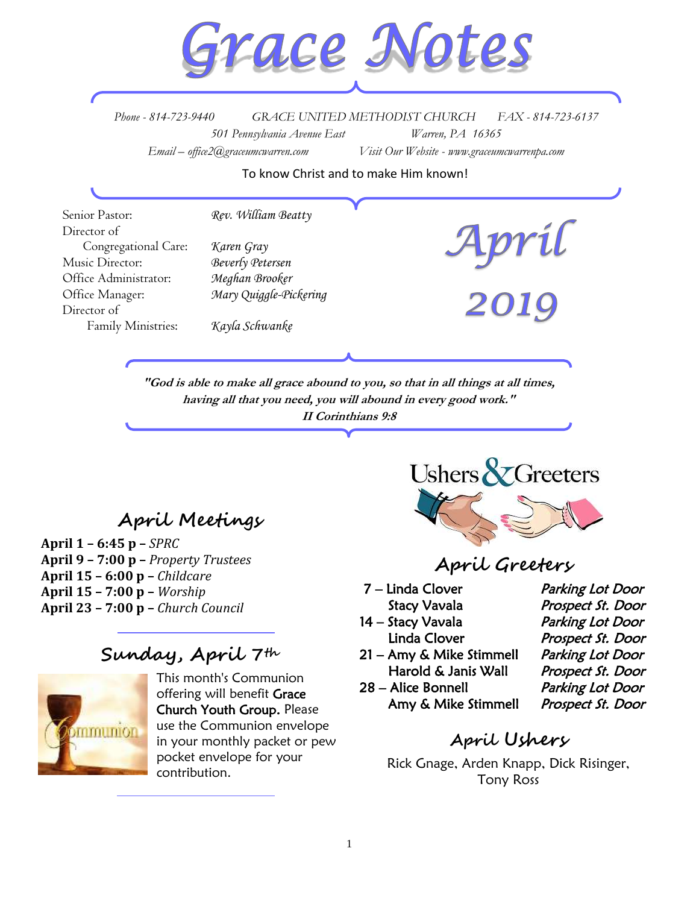# Grace Notes

*Phone - 814-723-9440* *GRACE UNITED METHODIST CHURCH* *FAX - 814-723-6137*

*501 Pennsylvania Avenue East* *Warren, PA 16365*

*Email – office2@graceumcwarren.com* *Visit Our Website - www.graceumcwarrenpa.com*

To know Christ and to make Him known!

| | |
|---|---|
| Senior Pastor: | *Rev. William Beatty* |
| Director of Congregational Care: | *Karen Gray* |
| Music Director: | *Beverly Petersen* |
| Office Administrator: | *Meghan Brooker* |
| Office Manager: | *Mary Quiggle-Pickering* |
| Director of Family Ministries: | *Kayla Schwanke* |

# April 2019

***"God is able to make all grace abound to you, so that in all things at all times, having all that you need, you will abound in every good work." II Corinthians 9:8***

## April Meetings

**April 1 – 6:45 p –** *SPRC*
**April 9 – 7:00 p –** *Property Trustees*
**April 15 – 6:00 p –** *Childcare*
**April 15 – 7:00 p –** *Worship*
**April 23 – 7:00 p –** *Church Council*

## Sunday, April 7th

This month's Communion offering will benefit Grace Church Youth Group. Please use the Communion envelope in your monthly packet or pew pocket envelope for your contribution.

## Ushers & Greeters

### April Greeters

| | |
|---|---|
| 7 – Linda Clover | *Parking Lot Door* |
| Stacy Vavala | *Prospect St. Door* |
| 14 – Stacy Vavala | *Parking Lot Door* |
| Linda Clover | *Prospect St. Door* |
| 21 – Amy & Mike Stimmell | *Parking Lot Door* |
| Harold & Janis Wall | *Prospect St. Door* |
| 28 – Alice Bonnell | *Parking Lot Door* |
| Amy & Mike Stimmell | *Prospect St. Door* |

### April Ushers

Rick Gnage, Arden Knapp, Dick Risinger, Tony Ross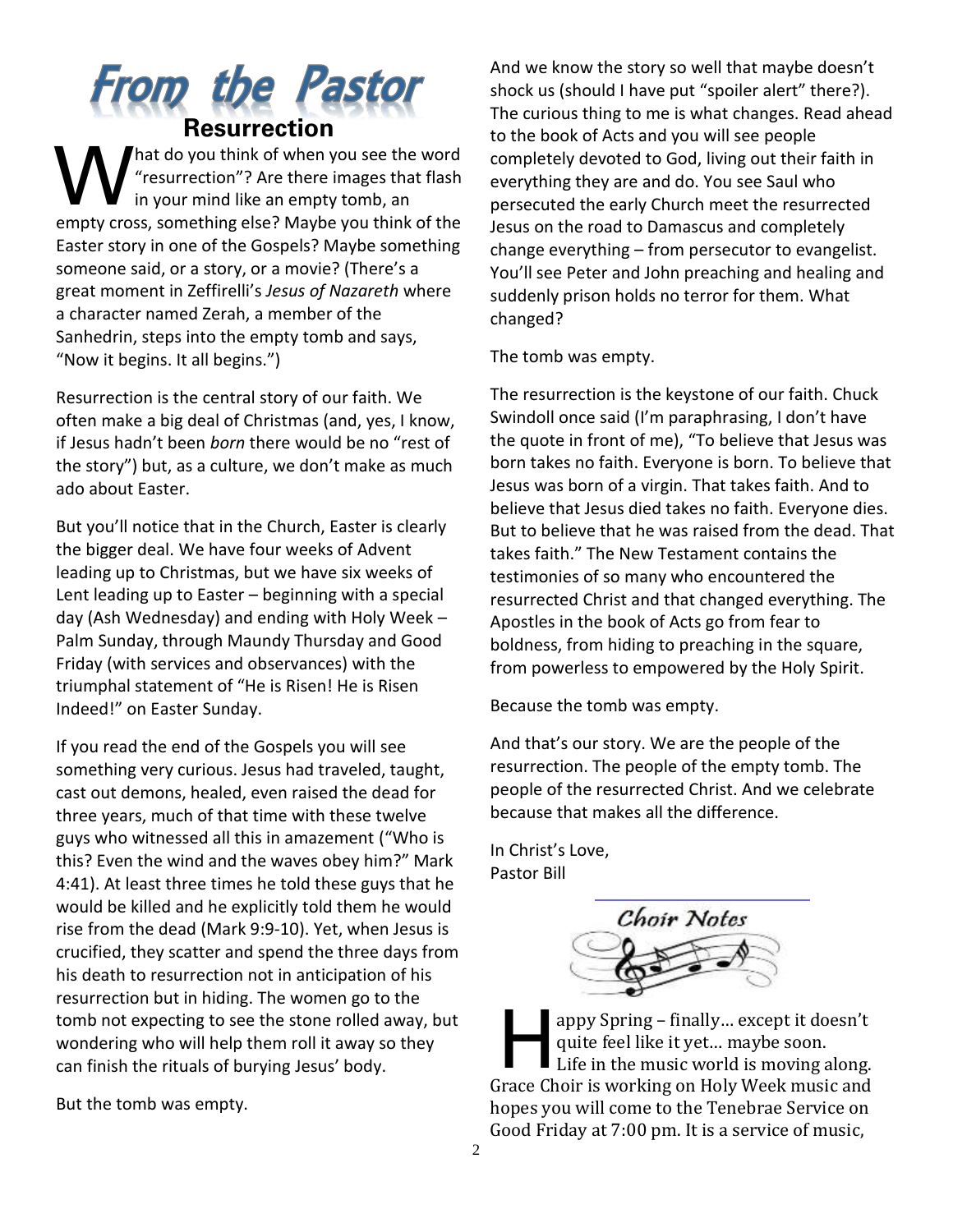# From the Pastor

## Resurrection

What do you think of when you see the word "resurrection"? Are there images that flash in your mind like an empty tomb, an empty cross, something else? Maybe you think of the Easter story in one of the Gospels? Maybe something someone said, or a story, or a movie? (There's a great moment in Zeffirelli's *Jesus of Nazareth* where a character named Zerah, a member of the Sanhedrin, steps into the empty tomb and says, "Now it begins. It all begins.")

Resurrection is the central story of our faith. We often make a big deal of Christmas (and, yes, I know, if Jesus hadn't been *born* there would be no "rest of the story") but, as a culture, we don't make as much ado about Easter.

But you'll notice that in the Church, Easter is clearly the bigger deal. We have four weeks of Advent leading up to Christmas, but we have six weeks of Lent leading up to Easter – beginning with a special day (Ash Wednesday) and ending with Holy Week – Palm Sunday, through Maundy Thursday and Good Friday (with services and observances) with the triumphal statement of "He is Risen! He is Risen Indeed!" on Easter Sunday.

If you read the end of the Gospels you will see something very curious. Jesus had traveled, taught, cast out demons, healed, even raised the dead for three years, much of that time with these twelve guys who witnessed all this in amazement ("Who is this? Even the wind and the waves obey him?" Mark 4:41). At least three times he told these guys that he would be killed and he explicitly told them he would rise from the dead (Mark 9:9-10). Yet, when Jesus is crucified, they scatter and spend the three days from his death to resurrection not in anticipation of his resurrection but in hiding. The women go to the tomb not expecting to see the stone rolled away, but wondering who will help them roll it away so they can finish the rituals of burying Jesus' body.

But the tomb was empty.

And we know the story so well that maybe doesn't shock us (should I have put "spoiler alert" there?). The curious thing to me is what changes. Read ahead to the book of Acts and you will see people completely devoted to God, living out their faith in everything they are and do. You see Saul who persecuted the early Church meet the resurrected Jesus on the road to Damascus and completely change everything – from persecutor to evangelist. You'll see Peter and John preaching and healing and suddenly prison holds no terror for them. What changed?

The tomb was empty.

The resurrection is the keystone of our faith. Chuck Swindoll once said (I'm paraphrasing, I don't have the quote in front of me), "To believe that Jesus was born takes no faith. Everyone is born. To believe that Jesus was born of a virgin. That takes faith. And to believe that Jesus died takes no faith. Everyone dies. But to believe that he was raised from the dead. That takes faith." The New Testament contains the testimonies of so many who encountered the resurrected Christ and that changed everything. The Apostles in the book of Acts go from fear to boldness, from hiding to preaching in the square, from powerless to empowered by the Holy Spirit.

Because the tomb was empty.

And that's our story. We are the people of the resurrection. The people of the empty tomb. The people of the resurrected Christ. And we celebrate because that makes all the difference.

In Christ's Love,
Pastor Bill

## Choir Notes

Happy Spring – finally… except it doesn't quite feel like it yet… maybe soon. Life in the music world is moving along. Grace Choir is working on Holy Week music and hopes you will come to the Tenebrae Service on Good Friday at 7:00 pm. It is a service of music,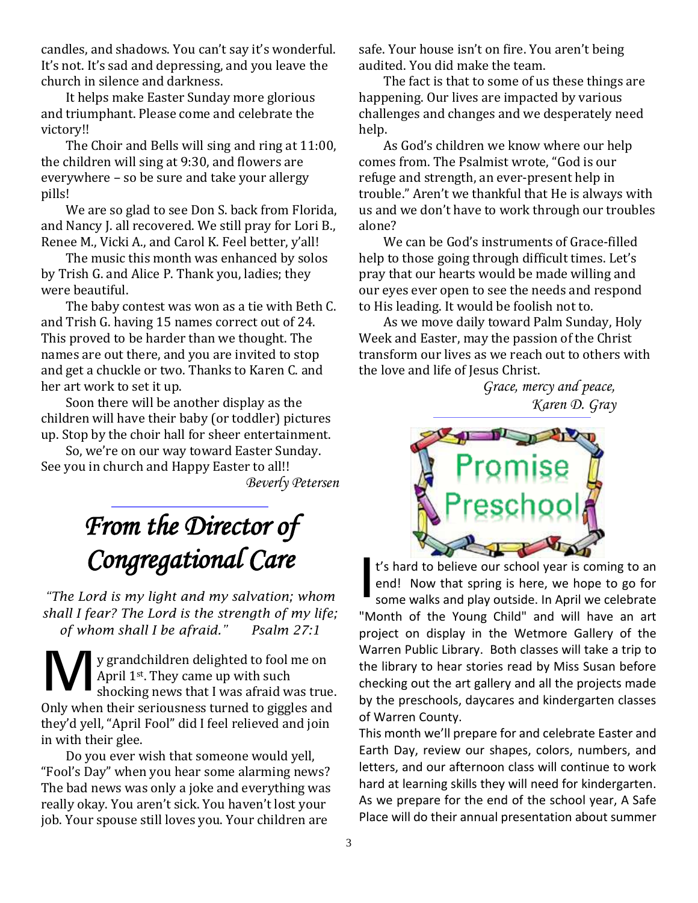candles, and shadows. You can't say it's wonderful. It's not. It's sad and depressing, and you leave the church in silence and darkness.

It helps make Easter Sunday more glorious and triumphant. Please come and celebrate the victory!!

The Choir and Bells will sing and ring at 11:00, the children will sing at 9:30, and flowers are everywhere – so be sure and take your allergy pills!

We are so glad to see Don S. back from Florida, and Nancy J. all recovered. We still pray for Lori B., Renee M., Vicki A., and Carol K. Feel better, y'all!

The music this month was enhanced by solos by Trish G. and Alice P. Thank you, ladies; they were beautiful.

The baby contest was won as a tie with Beth C. and Trish G. having 15 names correct out of 24. This proved to be harder than we thought. The names are out there, and you are invited to stop and get a chuckle or two. Thanks to Karen C. and her art work to set it up.

Soon there will be another display as the children will have their baby (or toddler) pictures up. Stop by the choir hall for sheer entertainment.

So, we're on our way toward Easter Sunday. See you in church and Happy Easter to all!!

*Beverly Petersen*

# *From the Director of Congregational Care*

*"The Lord is my light and my salvation; whom shall I fear? The Lord is the strength of my life; of whom shall I be afraid." Psalm 27:1*

My grandchildren delighted to fool me on April 1st. They came up with such shocking news that I was afraid was true. Only when their seriousness turned to giggles and they'd yell, "April Fool" did I feel relieved and join in with their glee.

Do you ever wish that someone would yell, "Fool's Day" when you hear some alarming news? The bad news was only a joke and everything was really okay. You aren't sick. You haven't lost your job. Your spouse still loves you. Your children are safe. Your house isn't on fire. You aren't being audited. You did make the team.

The fact is that to some of us these things are happening. Our lives are impacted by various challenges and changes and we desperately need help.

As God's children we know where our help comes from. The Psalmist wrote, "God is our refuge and strength, an ever-present help in trouble." Aren't we thankful that He is always with us and we don't have to work through our troubles alone?

We can be God's instruments of Grace-filled help to those going through difficult times. Let's pray that our hearts would be made willing and our eyes ever open to see the needs and respond to His leading. It would be foolish not to.

As we move daily toward Palm Sunday, Holy Week and Easter, may the passion of the Christ transform our lives as we reach out to others with the love and life of Jesus Christ.

*Grace, mercy and peace,*
*Karen D. Gray*

## Promise Preschool

It's hard to believe our school year is coming to an end! Now that spring is here, we hope to go for some walks and play outside. In April we celebrate "Month of the Young Child" and will have an art project on display in the Wetmore Gallery of the Warren Public Library. Both classes will take a trip to the library to hear stories read by Miss Susan before checking out the art gallery and all the projects made by the preschools, daycares and kindergarten classes of Warren County.

This month we'll prepare for and celebrate Easter and Earth Day, review our shapes, colors, numbers, and letters, and our afternoon class will continue to work hard at learning skills they will need for kindergarten. As we prepare for the end of the school year, A Safe Place will do their annual presentation about summer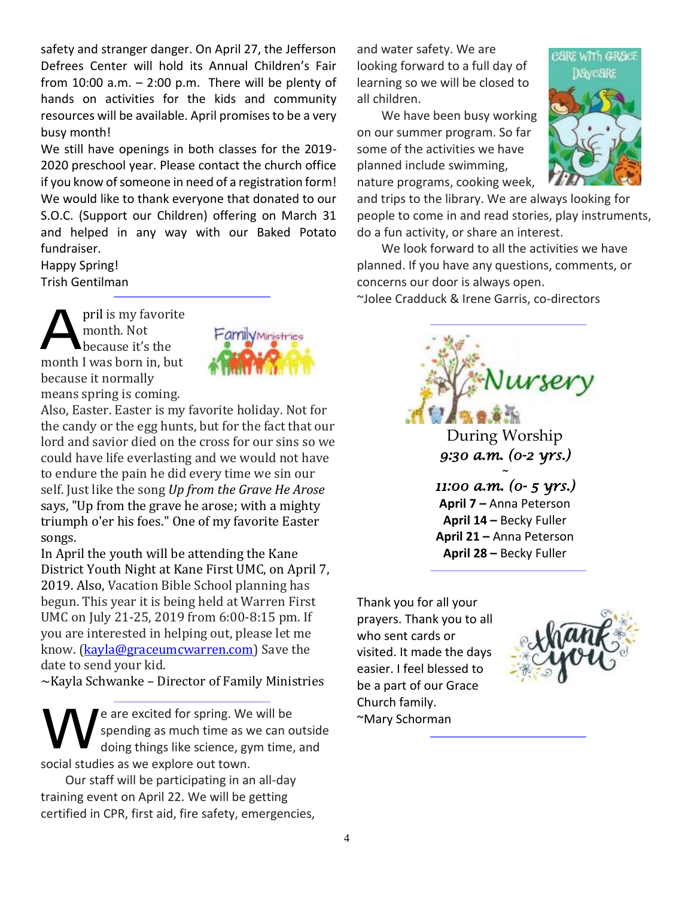safety and stranger danger. On April 27, the Jefferson Defrees Center will hold its Annual Children's Fair from 10:00 a.m. – 2:00 p.m. There will be plenty of hands on activities for the kids and community resources will be available. April promises to be a very busy month!

We still have openings in both classes for the 2019-2020 preschool year. Please contact the church office if you know of someone in need of a registration form!

We would like to thank everyone that donated to our S.O.C. (Support our Children) offering on March 31 and helped in any way with our Baked Potato fundraiser.

Happy Spring!
Trish Gentilman

---

April is my favorite month. Not because it's the month I was born in, but because it normally means spring is coming. Also, Easter. Easter is my favorite holiday. Not for the candy or the egg hunts, but for the fact that our lord and savior died on the cross for our sins so we could have life everlasting and we would not have to endure the pain he did every time we sin our self. Just like the song *Up from the Grave He Arose* says, "Up from the grave he arose; with a mighty triumph o'er his foes." One of my favorite Easter songs.

In April the youth will be attending the Kane District Youth Night at Kane First UMC, on April 7, 2019. Also, Vacation Bible School planning has begun. This year it is being held at Warren First UMC on July 21-25, 2019 from 6:00-8:15 pm. If you are interested in helping out, please let me know. (kayla@graceumcwarren.com) Save the date to send your kid.

~Kayla Schwanke – Director of Family Ministries

---

We are excited for spring. We will be spending as much time as we can outside doing things like science, gym time, and social studies as we explore out town.

Our staff will be participating in an all-day training event on April 22. We will be getting certified in CPR, first aid, fire safety, emergencies, and water safety. We are looking forward to a full day of learning so we will be closed to all children.

We have been busy working on our summer program. So far some of the activities we have planned include swimming, nature programs, cooking week, and trips to the library. We are always looking for people to come in and read stories, play instruments, do a fun activity, or share an interest.

We look forward to all the activities we have planned. If you have any questions, comments, or concerns our door is always open.

~Jolee Cradduck & Irene Garris, co-directors

---

## Nursery

During Worship
*9:30 a.m. (0-2 yrs.)*
~
*11:00 a.m. (0- 5 yrs.)*

**April 7 –** Anna Peterson
**April 14 –** Becky Fuller
**April 21 –** Anna Peterson
**April 28 –** Becky Fuller

---

Thank you for all your prayers. Thank you to all who sent cards or visited. It made the days easier. I feel blessed to be a part of our Grace Church family.
~Mary Schorman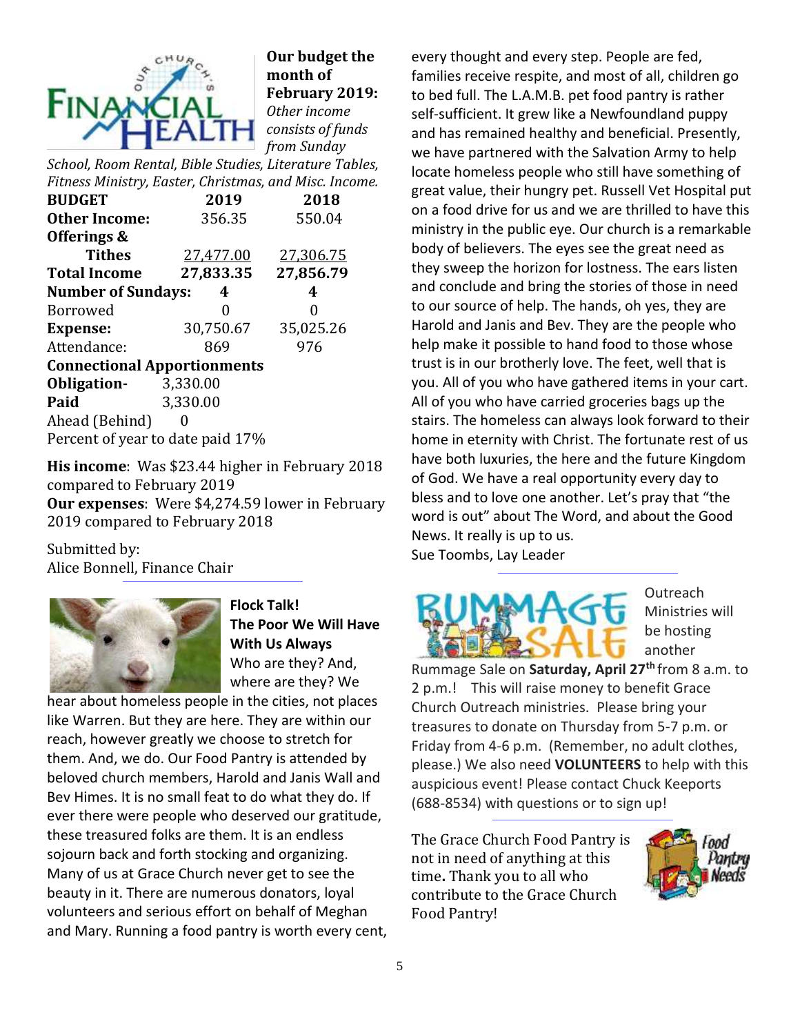**Our budget the month of February 2019:** *Other income consists of funds from Sunday School, Room Rental, Bible Studies, Literature Tables, Fitness Ministry, Easter, Christmas, and Misc. Income.*

| **BUDGET** | **2019** | **2018** |
|---|---|---|
| **Other Income:** | 356.35 | 550.04 |
| **Offerings & Tithes** | 27,477.00 | 27,306.75 |
| **Total Income** | **27,833.35** | **27,856.79** |
| **Number of Sundays:** | **4** | **4** |
| Borrowed | 0 | 0 |
| **Expense:** | 30,750.67 | 35,025.26 |
| Attendance: | 869 | 976 |

**Connectional Apportionments**

**Obligation-** 3,330.00
**Paid** 3,330.00
Ahead (Behind) 0
Percent of year to date paid 17%

**His income**: Was $23.44 higher in February 2018 compared to February 2019
**Our expenses**: Were $4,274.59 lower in February 2019 compared to February 2018

Submitted by:
Alice Bonnell, Finance Chair

**Flock Talk!**
**The Poor We Will Have With Us Always**

Who are they? And, where are they? We hear about homeless people in the cities, not places like Warren. But they are here. They are within our reach, however greatly we choose to stretch for them. And, we do. Our Food Pantry is attended by beloved church members, Harold and Janis Wall and Bev Himes. It is no small feat to do what they do. If ever there were people who deserved our gratitude, these treasured folks are them. It is an endless sojourn back and forth stocking and organizing. Many of us at Grace Church never get to see the beauty in it. There are numerous donators, loyal volunteers and serious effort on behalf of Meghan and Mary. Running a food pantry is worth every cent, every thought and every step. People are fed, families receive respite, and most of all, children go to bed full. The L.A.M.B. pet food pantry is rather self-sufficient. It grew like a Newfoundland puppy and has remained healthy and beneficial. Presently, we have partnered with the Salvation Army to help locate homeless people who still have something of great value, their hungry pet. Russell Vet Hospital put on a food drive for us and we are thrilled to have this ministry in the public eye. Our church is a remarkable body of believers. The eyes see the great need as they sweep the horizon for lostness. The ears listen and conclude and bring the stories of those in need to our source of help. The hands, oh yes, they are Harold and Janis and Bev. They are the people who help make it possible to hand food to those whose trust is in our brotherly love. The feet, well that is you. All of you who have gathered items in your cart. All of you who have carried groceries bags up the stairs. The homeless can always look forward to their home in eternity with Christ. The fortunate rest of us have both luxuries, the here and the future Kingdom of God. We have a real opportunity every day to bless and to love one another. Let's pray that "the word is out" about The Word, and about the Good News. It really is up to us.
Sue Toombs, Lay Leader

Outreach Ministries will be hosting another Rummage Sale on **Saturday, April 27th** from 8 a.m. to 2 p.m.! This will raise money to benefit Grace Church Outreach ministries. Please bring your treasures to donate on Thursday from 5-7 p.m. or Friday from 4-6 p.m. (Remember, no adult clothes, please.) We also need **VOLUNTEERS** to help with this auspicious event! Please contact Chuck Keeports (688-8534) with questions or to sign up!

The Grace Church Food Pantry is not in need of anything at this time**.** Thank you to all who contribute to the Grace Church Food Pantry!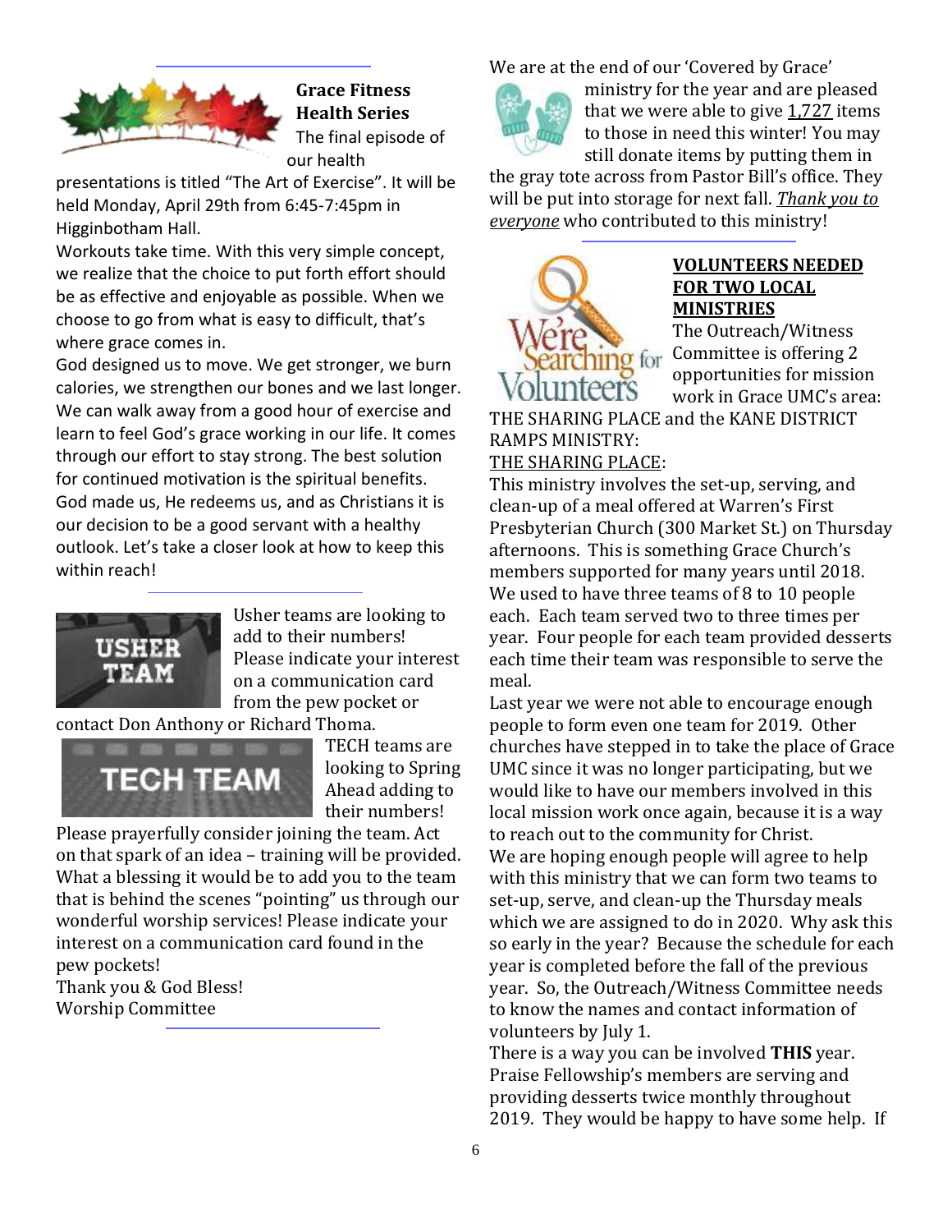## Grace Fitness Health Series

The final episode of our health presentations is titled "The Art of Exercise". It will be held Monday, April 29th from 6:45-7:45pm in Higginbotham Hall.

Workouts take time. With this very simple concept, we realize that the choice to put forth effort should be as effective and enjoyable as possible. When we choose to go from what is easy to difficult, that's where grace comes in.

God designed us to move. We get stronger, we burn calories, we strengthen our bones and we last longer. We can walk away from a good hour of exercise and learn to feel God's grace working in our life. It comes through our effort to stay strong. The best solution for continued motivation is the spiritual benefits. God made us, He redeems us, and as Christians it is our decision to be a good servant with a healthy outlook. Let's take a closer look at how to keep this within reach!

---

Usher teams are looking to add to their numbers! Please indicate your interest on a communication card from the pew pocket or contact Don Anthony or Richard Thoma.

TECH teams are looking to Spring Ahead adding to their numbers!

Please prayerfully consider joining the team. Act on that spark of an idea – training will be provided. What a blessing it would be to add you to the team that is behind the scenes "pointing" us through our wonderful worship services! Please indicate your interest on a communication card found in the pew pockets!

Thank you & God Bless!
Worship Committee

---

We are at the end of our 'Covered by Grace' ministry for the year and are pleased that we were able to give 1,727 items to those in need this winter! You may still donate items by putting them in the gray tote across from Pastor Bill's office. They will be put into storage for next fall. *Thank you to everyone* who contributed to this ministry!

---

## VOLUNTEERS NEEDED FOR TWO LOCAL MINISTRIES

The Outreach/Witness Committee is offering 2 opportunities for mission work in Grace UMC's area: THE SHARING PLACE and the KANE DISTRICT RAMPS MINISTRY:

THE SHARING PLACE:

This ministry involves the set-up, serving, and clean-up of a meal offered at Warren's First Presbyterian Church (300 Market St.) on Thursday afternoons. This is something Grace Church's members supported for many years until 2018. We used to have three teams of 8 to 10 people each. Each team served two to three times per year. Four people for each team provided desserts each time their team was responsible to serve the meal.

Last year we were not able to encourage enough people to form even one team for 2019. Other churches have stepped in to take the place of Grace UMC since it was no longer participating, but we would like to have our members involved in this local mission work once again, because it is a way to reach out to the community for Christ.

We are hoping enough people will agree to help with this ministry that we can form two teams to set-up, serve, and clean-up the Thursday meals which we are assigned to do in 2020. Why ask this so early in the year? Because the schedule for each year is completed before the fall of the previous year. So, the Outreach/Witness Committee needs to know the names and contact information of volunteers by July 1.

There is a way you can be involved **THIS** year. Praise Fellowship's members are serving and providing desserts twice monthly throughout 2019. They would be happy to have some help. If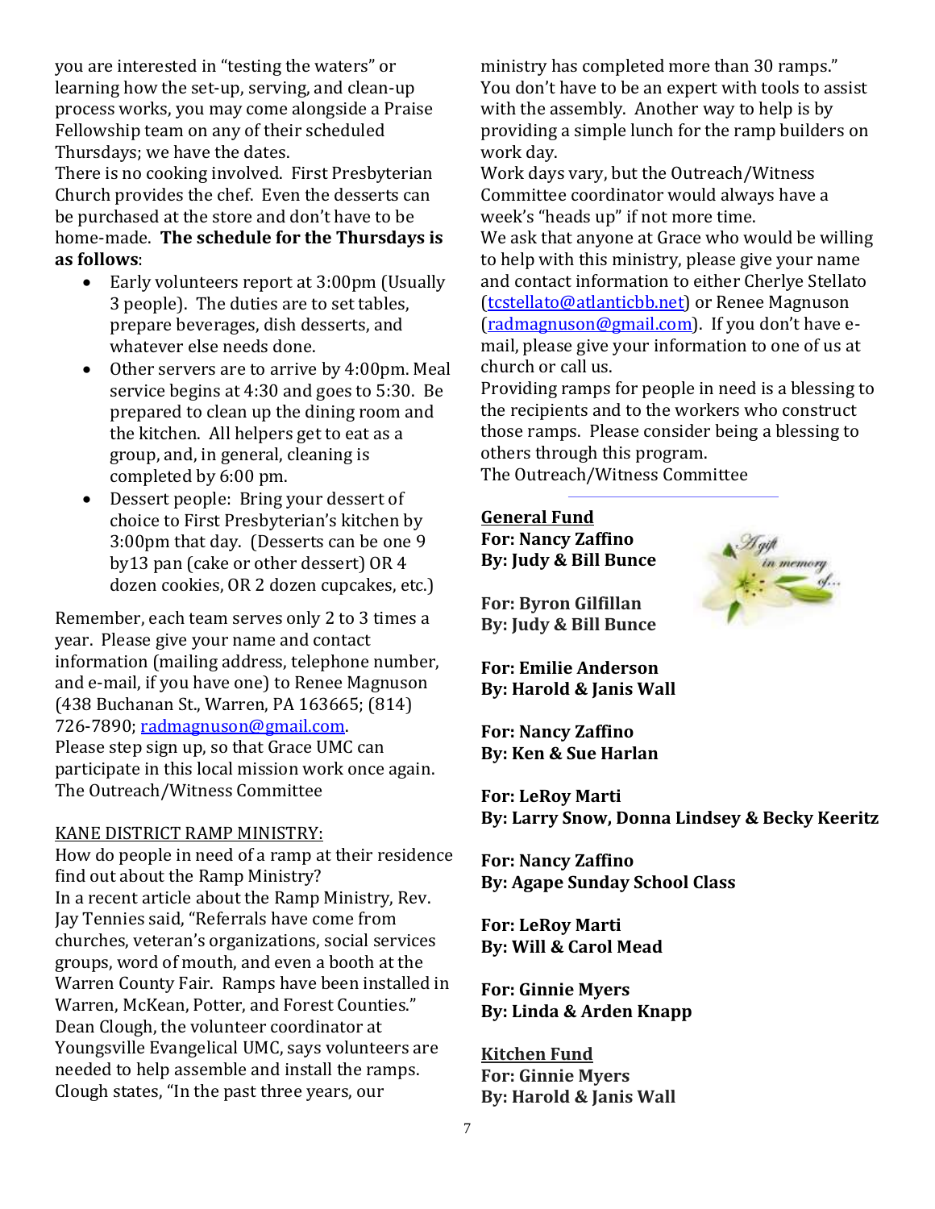you are interested in "testing the waters" or learning how the set-up, serving, and clean-up process works, you may come alongside a Praise Fellowship team on any of their scheduled Thursdays; we have the dates.

There is no cooking involved. First Presbyterian Church provides the chef. Even the desserts can be purchased at the store and don't have to be home-made. **The schedule for the Thursdays is as follows**:

- Early volunteers report at 3:00pm (Usually 3 people). The duties are to set tables, prepare beverages, dish desserts, and whatever else needs done.
- Other servers are to arrive by 4:00pm. Meal service begins at 4:30 and goes to 5:30. Be prepared to clean up the dining room and the kitchen. All helpers get to eat as a group, and, in general, cleaning is completed by 6:00 pm.
- Dessert people: Bring your dessert of choice to First Presbyterian's kitchen by 3:00pm that day. (Desserts can be one 9 by13 pan (cake or other dessert) OR 4 dozen cookies, OR 2 dozen cupcakes, etc.)

Remember, each team serves only 2 to 3 times a year. Please give your name and contact information (mailing address, telephone number, and e-mail, if you have one) to Renee Magnuson (438 Buchanan St., Warren, PA 163665; (814) 726-7890; radmagnuson@gmail.com.

Please step sign up, so that Grace UMC can participate in this local mission work once again.

The Outreach/Witness Committee

KANE DISTRICT RAMP MINISTRY:

How do people in need of a ramp at their residence find out about the Ramp Ministry?

In a recent article about the Ramp Ministry, Rev. Jay Tennies said, "Referrals have come from churches, veteran's organizations, social services groups, word of mouth, and even a booth at the Warren County Fair. Ramps have been installed in Warren, McKean, Potter, and Forest Counties."

Dean Clough, the volunteer coordinator at Youngsville Evangelical UMC, says volunteers are needed to help assemble and install the ramps. Clough states, "In the past three years, our ministry has completed more than 30 ramps."

You don't have to be an expert with tools to assist with the assembly. Another way to help is by providing a simple lunch for the ramp builders on work day.

Work days vary, but the Outreach/Witness Committee coordinator would always have a week's "heads up" if not more time.

We ask that anyone at Grace who would be willing to help with this ministry, please give your name and contact information to either Cherlye Stellato (tcstellato@atlanticbb.net) or Renee Magnuson (radmagnuson@gmail.com). If you don't have e-mail, please give your information to one of us at church or call us.

Providing ramps for people in need is a blessing to the recipients and to the workers who construct those ramps. Please consider being a blessing to others through this program.

The Outreach/Witness Committee

**General Fund**
**For: Nancy Zaffino**
**By: Judy & Bill Bunce**

**For: Byron Gilfillan**
**By: Judy & Bill Bunce**

**For: Emilie Anderson**
**By: Harold & Janis Wall**

**For: Nancy Zaffino**
**By: Ken & Sue Harlan**

**For: LeRoy Marti**
**By: Larry Snow, Donna Lindsey & Becky Keeritz**

**For: Nancy Zaffino**
**By: Agape Sunday School Class**

**For: LeRoy Marti**
**By: Will & Carol Mead**

**For: Ginnie Myers**
**By: Linda & Arden Knapp**

**Kitchen Fund**
**For: Ginnie Myers**
**By: Harold & Janis Wall**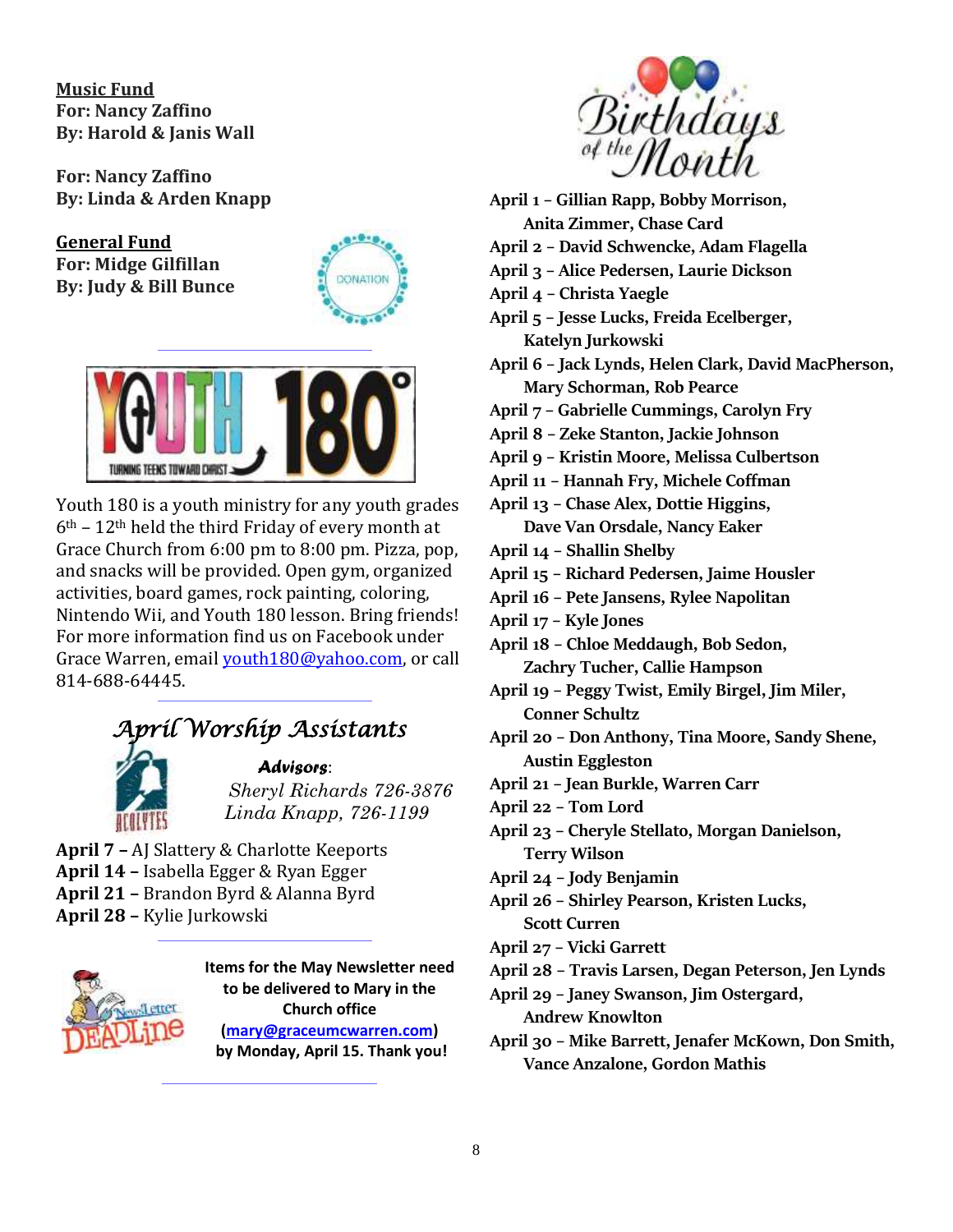**Music Fund**
**For: Nancy Zaffino**
**By: Harold & Janis Wall**

**For: Nancy Zaffino**
**By: Linda & Arden Knapp**

**General Fund**
**For: Midge Gilfillan**
**By: Judy & Bill Bunce**

Youth 180 is a youth ministry for any youth grades 6th – 12th held the third Friday of every month at Grace Church from 6:00 pm to 8:00 pm. Pizza, pop, and snacks will be provided. Open gym, organized activities, board games, rock painting, coloring, Nintendo Wii, and Youth 180 lesson. Bring friends! For more information find us on Facebook under Grace Warren, email youth180@yahoo.com, or call 814-688-64445.

## *April Worship Assistants*

***Advisors***:
*Sheryl Richards 726-3876*
*Linda Knapp, 726-1199*

**April 7 –** AJ Slattery & Charlotte Keeports
**April 14 –** Isabella Egger & Ryan Egger
**April 21 –** Brandon Byrd & Alanna Byrd
**April 28 –** Kylie Jurkowski

**Items for the May Newsletter need to be delivered to Mary in the Church office (mary@graceumcwarren.com) by Monday, April 15. Thank you!**

## *Birthdays of the Month*

**April 1 – Gillian Rapp, Bobby Morrison, Anita Zimmer, Chase Card**
**April 2 – David Schwencke, Adam Flagella**
**April 3 – Alice Pedersen, Laurie Dickson**
**April 4 – Christa Yaegle**
**April 5 – Jesse Lucks, Freida Ecelberger, Katelyn Jurkowski**
**April 6 – Jack Lynds, Helen Clark, David MacPherson, Mary Schorman, Rob Pearce**
**April 7 – Gabrielle Cummings, Carolyn Fry**
**April 8 – Zeke Stanton, Jackie Johnson**
**April 9 – Kristin Moore, Melissa Culbertson**
**April 11 – Hannah Fry, Michele Coffman**
**April 13 – Chase Alex, Dottie Higgins, Dave Van Orsdale, Nancy Eaker**
**April 14 – Shallin Shelby**
**April 15 – Richard Pedersen, Jaime Housler**
**April 16 – Pete Jansens, Rylee Napolitan**
**April 17 – Kyle Jones**
**April 18 – Chloe Meddaugh, Bob Sedon, Zachry Tucher, Callie Hampson**
**April 19 – Peggy Twist, Emily Birgel, Jim Miler, Conner Schultz**
**April 20 – Don Anthony, Tina Moore, Sandy Shene, Austin Eggleston**
**April 21 – Jean Burkle, Warren Carr**
**April 22 – Tom Lord**
**April 23 – Cheryle Stellato, Morgan Danielson, Terry Wilson**
**April 24 – Jody Benjamin**
**April 26 – Shirley Pearson, Kristen Lucks, Scott Curren**
**April 27 – Vicki Garrett**
**April 28 – Travis Larsen, Degan Peterson, Jen Lynds**
**April 29 – Janey Swanson, Jim Ostergard, Andrew Knowlton**
**April 30 – Mike Barrett, Jenafer McKown, Don Smith, Vance Anzalone, Gordon Mathis**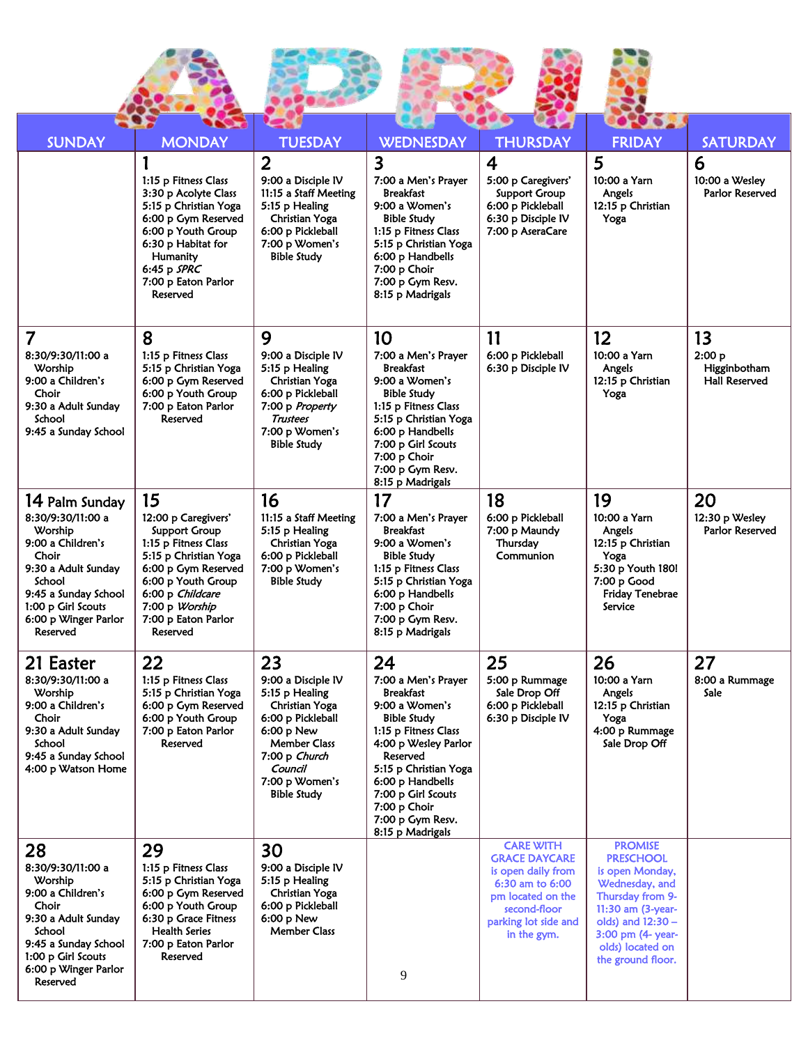# APRIL

| SUNDAY | MONDAY | TUESDAY | WEDNESDAY | THURSDAY | FRIDAY | SATURDAY |
|---|---|---|---|---|---|---|
| | **1**<br>1:15 p Fitness Class<br>3:30 p Acolyte Class<br>5:15 p Christian Yoga<br>6:00 p Gym Reserved<br>6:00 p Youth Group<br>6:30 p Habitat for Humanity<br>6:45 p *SPRC*<br>7:00 p Eaton Parlor Reserved | **2**<br>9:00 a Disciple IV<br>11:15 a Staff Meeting<br>5:15 p Healing Christian Yoga<br>6:00 p Pickleball<br>7:00 p Women's Bible Study | **3**<br>7:00 a Men's Prayer Breakfast<br>9:00 a Women's Bible Study<br>1:15 p Fitness Class<br>5:15 p Christian Yoga<br>6:00 p Handbells<br>7:00 p Choir<br>7:00 p Gym Resv.<br>8:15 p Madrigals | **4**<br>5:00 p Caregivers' Support Group<br>6:00 p Pickleball<br>6:30 p Disciple IV<br>7:00 p AseraCare | **5**<br>10:00 a Yarn Angels<br>12:15 p Christian Yoga | **6**<br>10:00 a Wesley Parlor Reserved |
| **7**<br>8:30/9:30/11:00 a Worship<br>9:00 a Children's Choir<br>9:30 a Adult Sunday School<br>9:45 a Sunday School | **8**<br>1:15 p Fitness Class<br>5:15 p Christian Yoga<br>6:00 p Gym Reserved<br>6:00 p Youth Group<br>7:00 p Eaton Parlor Reserved | **9**<br>9:00 a Disciple IV<br>5:15 p Healing Christian Yoga<br>6:00 p Pickleball<br>7:00 p *Property Trustees*<br>7:00 p Women's Bible Study | **10**<br>7:00 a Men's Prayer Breakfast<br>9:00 a Women's Bible Study<br>1:15 p Fitness Class<br>5:15 p Christian Yoga<br>6:00 p Handbells<br>7:00 p Girl Scouts<br>7:00 p Choir<br>7:00 p Gym Resv.<br>8:15 p Madrigals | **11**<br>6:00 p Pickleball<br>6:30 p Disciple IV | **12**<br>10:00 a Yarn Angels<br>12:15 p Christian Yoga | **13**<br>2:00 p Higginbotham Hall Reserved |
| **14 Palm Sunday**<br>8:30/9:30/11:00 a Worship<br>9:00 a Children's Choir<br>9:30 a Adult Sunday School<br>9:45 a Sunday School<br>1:00 p Girl Scouts<br>6:00 p Winger Parlor Reserved | **15**<br>12:00 p Caregivers' Support Group<br>1:15 p Fitness Class<br>5:15 p Christian Yoga<br>6:00 p Gym Reserved<br>6:00 p Youth Group<br>6:00 p *Childcare*<br>7:00 p *Worship*<br>7:00 p Eaton Parlor Reserved | **16**<br>11:15 a Staff Meeting<br>5:15 p Healing Christian Yoga<br>6:00 p Pickleball<br>7:00 p Women's Bible Study | **17**<br>7:00 a Men's Prayer Breakfast<br>9:00 a Women's Bible Study<br>1:15 p Fitness Class<br>5:15 p Christian Yoga<br>6:00 p Handbells<br>7:00 p Choir<br>7:00 p Gym Resv.<br>8:15 p Madrigals | **18**<br>6:00 p Pickleball<br>7:00 p Maundy Thursday Communion | **19**<br>10:00 a Yarn Angels<br>12:15 p Christian Yoga<br>5:30 p Youth 180!<br>7:00 p Good Friday Tenebrae Service | **20**<br>12:30 p Wesley Parlor Reserved |
| **21 Easter**<br>8:30/9:30/11:00 a Worship<br>9:00 a Children's Choir<br>9:30 a Adult Sunday School<br>9:45 a Sunday School<br>4:00 p Watson Home | **22**<br>1:15 p Fitness Class<br>5:15 p Christian Yoga<br>6:00 p Gym Reserved<br>6:00 p Youth Group<br>7:00 p Eaton Parlor Reserved | **23**<br>9:00 a Disciple IV<br>5:15 p Healing Christian Yoga<br>6:00 p Pickleball<br>6:00 p New Member Class<br>7:00 p *Church Council*<br>7:00 p Women's Bible Study | **24**<br>7:00 a Men's Prayer Breakfast<br>9:00 a Women's Bible Study<br>1:15 p Fitness Class<br>4:00 p Wesley Parlor Reserved<br>5:15 p Christian Yoga<br>6:00 p Handbells<br>7:00 p Girl Scouts<br>7:00 p Choir<br>7:00 p Gym Resv.<br>8:15 p Madrigals | **25**<br>5:00 p Rummage Sale Drop Off<br>6:00 p Pickleball<br>6:30 p Disciple IV | **26**<br>10:00 a Yarn Angels<br>12:15 p Christian Yoga<br>4:00 p Rummage Sale Drop Off | **27**<br>8:00 a Rummage Sale |
| **28**<br>8:30/9:30/11:00 a Worship<br>9:00 a Children's Choir<br>9:30 a Adult Sunday School<br>9:45 a Sunday School<br>1:00 p Girl Scouts<br>6:00 p Winger Parlor Reserved | **29**<br>1:15 p Fitness Class<br>5:15 p Christian Yoga<br>6:00 p Gym Reserved<br>6:00 p Youth Group<br>6:30 p Grace Fitness Health Series<br>7:00 p Eaton Parlor Reserved | **30**<br>9:00 a Disciple IV<br>5:15 p Healing Christian Yoga<br>6:00 p Pickleball<br>6:00 p New Member Class | | CARE WITH GRACE DAYCARE is open daily from 6:30 am to 6:00 pm located on the second-floor parking lot side and in the gym. | PROMISE PRESCHOOL is open Monday, Wednesday, and Thursday from 9-11:30 am (3-year-olds) and 12:30 – 3:00 pm (4- year-olds) located on the ground floor. | |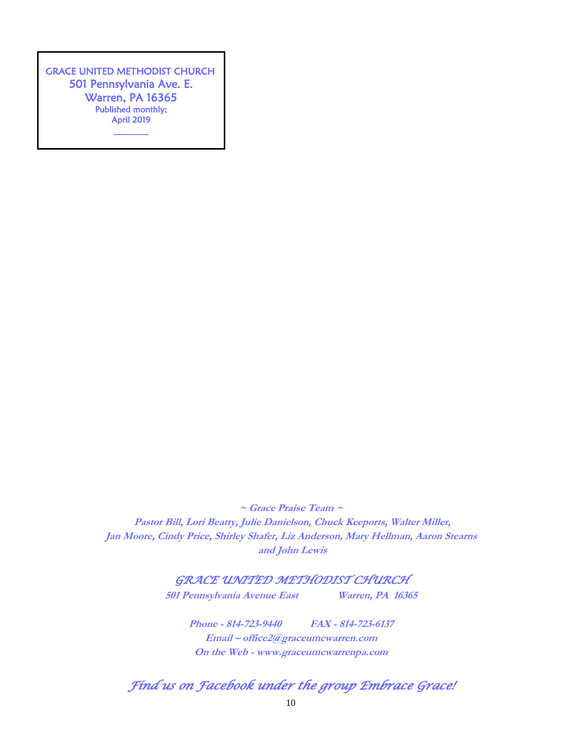GRACE UNITED METHODIST CHURCH
501 Pennsylvania Ave. E.
Warren, PA 16365
Published monthly;
April 2019

---

**~ Grace Praise Team ~**

**Pastor Bill, Lori Beatty, Julie Danielson, Chuck Keeports, Walter Miller, Jan Moore, Cindy Price, Shirley Shafer, Liz Anderson, Mary Hellman, Aaron Stearns and John Lewis**

***GRACE UNITED METHODIST CHURCH***

**501 Pennsylvania Avenue East    Warren, PA 16365**

**Phone - 814-723-9440    FAX - 814-723-6137**

**Email – office2@graceumcwarren.com**

**On the Web - www.graceumcwarrenpa.com**

*Find us on Facebook under the group Embrace Grace!*